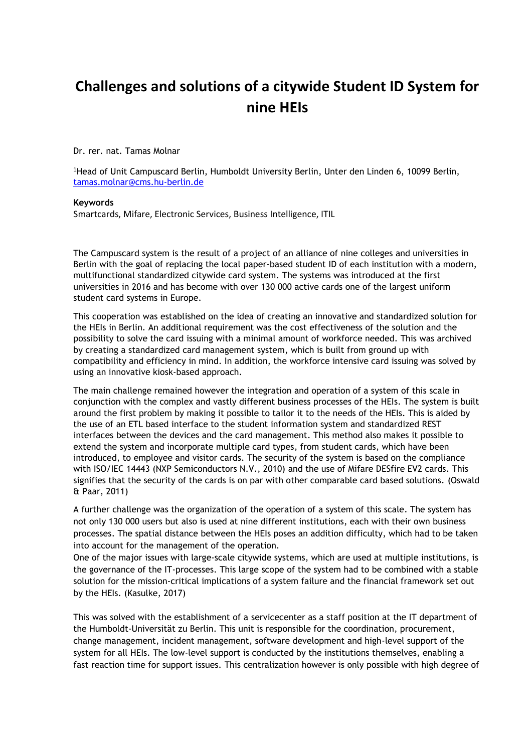# Challenges and solutions of a citywide Student ID System for nine HEIs

Dr. rer. nat. Tamas Molnar

[1]Head of Unit Campuscard Berlin, Humboldt University Berlin, Unter den Linden 6, 10099 Berlin, tamas.molnar@cms.hu-berlin.de

**Keywords**

Smartcards, Mifare, Electronic Services, Business Intelligence, ITIL

The Campuscard system is the result of a project of an alliance of nine colleges and universities in Berlin with the goal of replacing the local paper-based student ID of each institution with a modern, multifunctional standardized citywide card system. The systems was introduced at the first universities in 2016 and has become with over 130 000 active cards one of the largest uniform student card systems in Europe.

This cooperation was established on the idea of creating an innovative and standardized solution for the HEIs in Berlin. An additional requirement was the cost effectiveness of the solution and the possibility to solve the card issuing with a minimal amount of workforce needed. This was archived by creating a standardized card management system, which is built from ground up with compatibility and efficiency in mind. In addition, the workforce intensive card issuing was solved by using an innovative kiosk-based approach.

The main challenge remained however the integration and operation of a system of this scale in conjunction with the complex and vastly different business processes of the HEIs. The system is built around the first problem by making it possible to tailor it to the needs of the HEIs. This is aided by the use of an ETL based interface to the student information system and standardized REST interfaces between the devices and the card management. This method also makes it possible to extend the system and incorporate multiple card types, from student cards, which have been introduced, to employee and visitor cards. The security of the system is based on the compliance with ISO/IEC 14443 (NXP Semiconductors N.V., 2010) and the use of Mifare DESfire EV2 cards. This signifies that the security of the cards is on par with other comparable card based solutions. (Oswald & Paar, 2011)

A further challenge was the organization of the operation of a system of this scale. The system has not only 130 000 users but also is used at nine different institutions, each with their own business processes. The spatial distance between the HEIs poses an addition difficulty, which had to be taken into account for the management of the operation.

One of the major issues with large-scale citywide systems, which are used at multiple institutions, is the governance of the IT-processes. This large scope of the system had to be combined with a stable solution for the mission-critical implications of a system failure and the financial framework set out by the HEIs. (Kasulke, 2017)

This was solved with the establishment of a servicecenter as a staff position at the IT department of the Humboldt-Universität zu Berlin. This unit is responsible for the coordination, procurement, change management, incident management, software development and high-level support of the system for all HEIs. The low-level support is conducted by the institutions themselves, enabling a fast reaction time for support issues. This centralization however is only possible with high degree of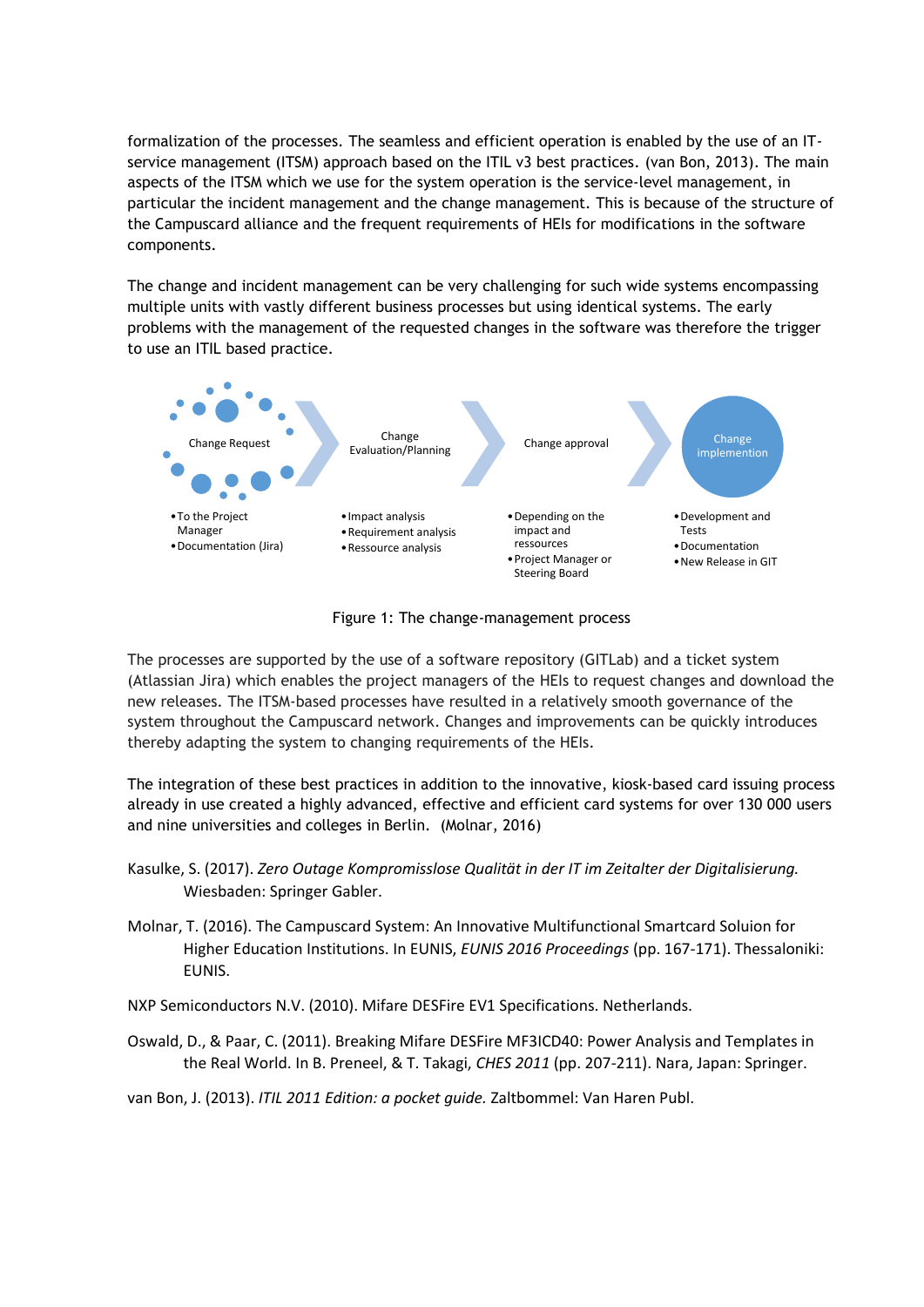formalization of the processes. The seamless and efficient operation is enabled by the use of an IT-service management (ITSM) approach based on the ITIL v3 best practices. (van Bon, 2013). The main aspects of the ITSM which we use for the system operation is the service-level management, in particular the incident management and the change management. This is because of the structure of the Campuscard alliance and the frequent requirements of HEIs for modifications in the software components.

The change and incident management can be very challenging for such wide systems encompassing multiple units with vastly different business processes but using identical systems. The early problems with the management of the requested changes in the software was therefore the trigger to use an ITIL based practice.

Change Request

- To the Project Manager
- Documentation (Jira)

Change Evaluation/Planning

- Impact analysis
- Requirement analysis
- Ressource analysis

Change approval

- Depending on the impact and ressources
- Project Manager or Steering Board

Change implemention

- Development and Tests
- Documentation
- New Release in GIT

Figure 1: The change-management process

The processes are supported by the use of a software repository (GITLab) and a ticket system (Atlassian Jira) which enables the project managers of the HEIs to request changes and download the new releases. The ITSM-based processes have resulted in a relatively smooth governance of the system throughout the Campuscard network. Changes and improvements can be quickly introduces thereby adapting the system to changing requirements of the HEIs.

The integration of these best practices in addition to the innovative, kiosk-based card issuing process already in use created a highly advanced, effective and efficient card systems for over 130 000 users and nine universities and colleges in Berlin. (Molnar, 2016)

Kasulke, S. (2017). *Zero Outage Kompromisslose Qualität in der IT im Zeitalter der Digitalisierung.* Wiesbaden: Springer Gabler.

Molnar, T. (2016). The Campuscard System: An Innovative Multifunctional Smartcard Soluion for Higher Education Institutions. In EUNIS, *EUNIS 2016 Proceedings* (pp. 167-171). Thessaloniki: EUNIS.

NXP Semiconductors N.V. (2010). Mifare DESFire EV1 Specifications. Netherlands.

Oswald, D., & Paar, C. (2011). Breaking Mifare DESFire MF3ICD40: Power Analysis and Templates in the Real World. In B. Preneel, & T. Takagi, *CHES 2011* (pp. 207-211). Nara, Japan: Springer.

van Bon, J. (2013). *ITIL 2011 Edition: a pocket guide.* Zaltbommel: Van Haren Publ.